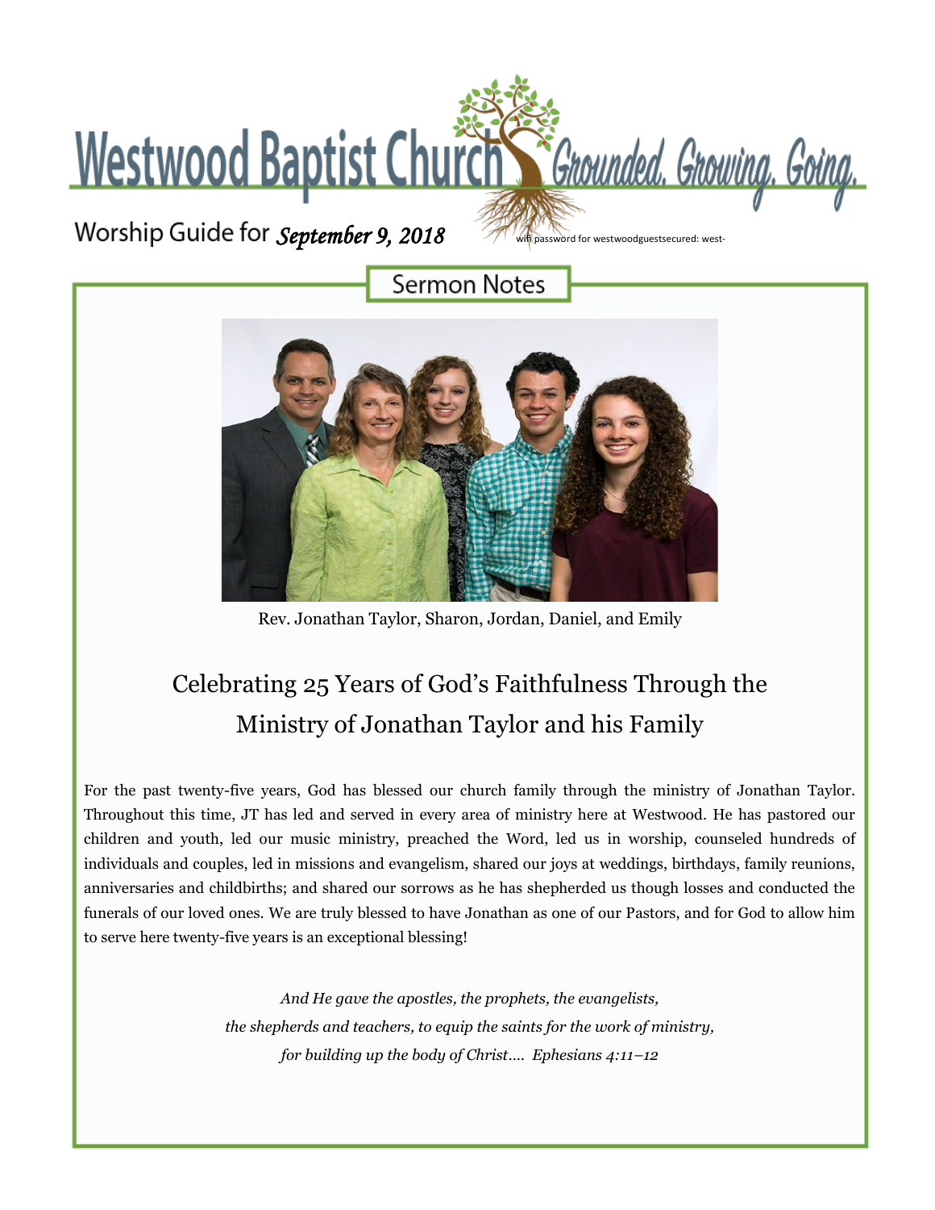# Westwood Baptist Church *Grounded. Growing. Going.*

Worship Guide for ***September 9, 2018***

wifi password for westwoodguestsecured: west-

## Sermon Notes

Rev. Jonathan Taylor, Sharon, Jordan, Daniel, and Emily

## Celebrating 25 Years of God's Faithfulness Through the Ministry of Jonathan Taylor and his Family

For the past twenty-five years, God has blessed our church family through the ministry of Jonathan Taylor. Throughout this time, JT has led and served in every area of ministry here at Westwood. He has pastored our children and youth, led our music ministry, preached the Word, led us in worship, counseled hundreds of individuals and couples, led in missions and evangelism, shared our joys at weddings, birthdays, family reunions, anniversaries and childbirths; and shared our sorrows as he has shepherded us though losses and conducted the funerals of our loved ones. We are truly blessed to have Jonathan as one of our Pastors, and for God to allow him to serve here twenty-five years is an exceptional blessing!

*And He gave the apostles, the prophets, the evangelists,*
*the shepherds and teachers, to equip the saints for the work of ministry,*
*for building up the body of Christ…. Ephesians 4:11–12*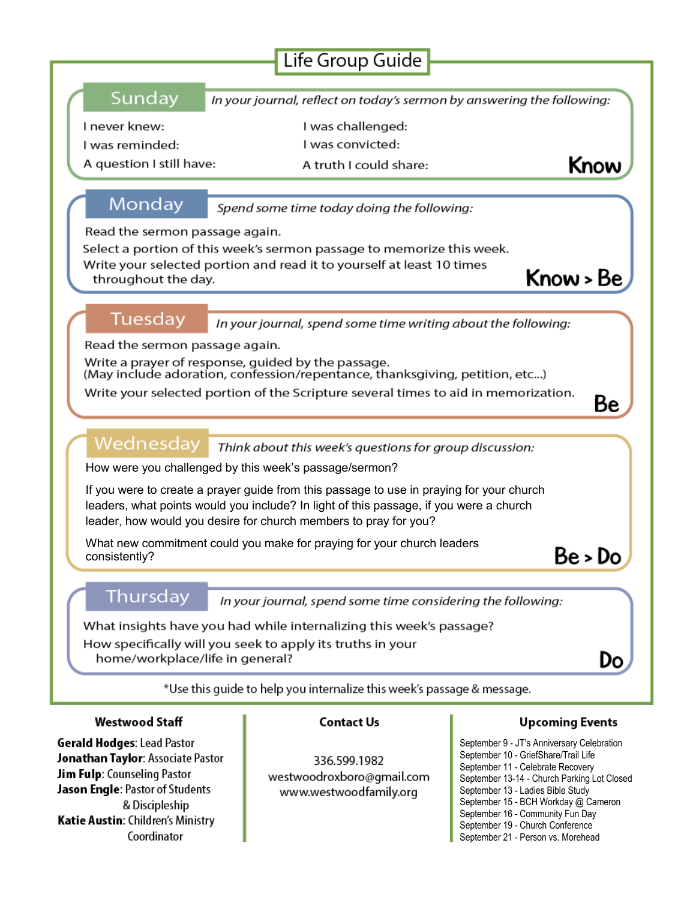# Life Group Guide

## Sunday

*In your journal, reflect on today's sermon by answering the following:*

I never knew:

I was reminded:

A question I still have:

I was challenged:

I was convicted:

A truth I could share:

**Know**

## Monday

*Spend some time today doing the following:*

Read the sermon passage again.

Select a portion of this week's sermon passage to memorize this week.

Write your selected portion and read it to yourself at least 10 times throughout the day.

**Know > Be**

## Tuesday

*In your journal, spend some time writing about the following:*

Read the sermon passage again.

Write a prayer of response, guided by the passage.
(May include adoration, confession/repentance, thanksgiving, petition, etc...)

Write your selected portion of the Scripture several times to aid in memorization.

**Be**

## Wednesday

*Think about this week's questions for group discussion:*

How were you challenged by this week's passage/sermon?

If you were to create a prayer guide from this passage to use in praying for your church leaders, what points would you include? In light of this passage, if you were a church leader, how would you desire for church members to pray for you?

What new commitment could you make for praying for your church leaders consistently?

**Be > Do**

## Thursday

*In your journal, spend some time considering the following:*

What insights have you had while internalizing this week's passage?

How specifically will you seek to apply its truths in your home/workplace/life in general?

**Do**

*Use this guide to help you internalize this week's passage & message.

### Westwood Staff

**Gerald Hodges**: Lead Pastor
**Jonathan Taylor**: Associate Pastor
**Jim Fulp**: Counseling Pastor
**Jason Engle**: Pastor of Students & Discipleship
**Katie Austin**: Children's Ministry Coordinator

### Contact Us

336.599.1982
westwoodroxboro@gmail.com
www.westwoodfamily.org

### Upcoming Events

September 9 - JT's Anniversary Celebration
September 10 - GriefShare/Trail Life
September 11 - Celebrate Recovery
September 13-14 - Church Parking Lot Closed
September 13 - Ladies Bible Study
September 15 - BCH Workday @ Cameron
September 16 - Community Fun Day
September 19 - Church Conference
September 21 - Person vs. Morehead